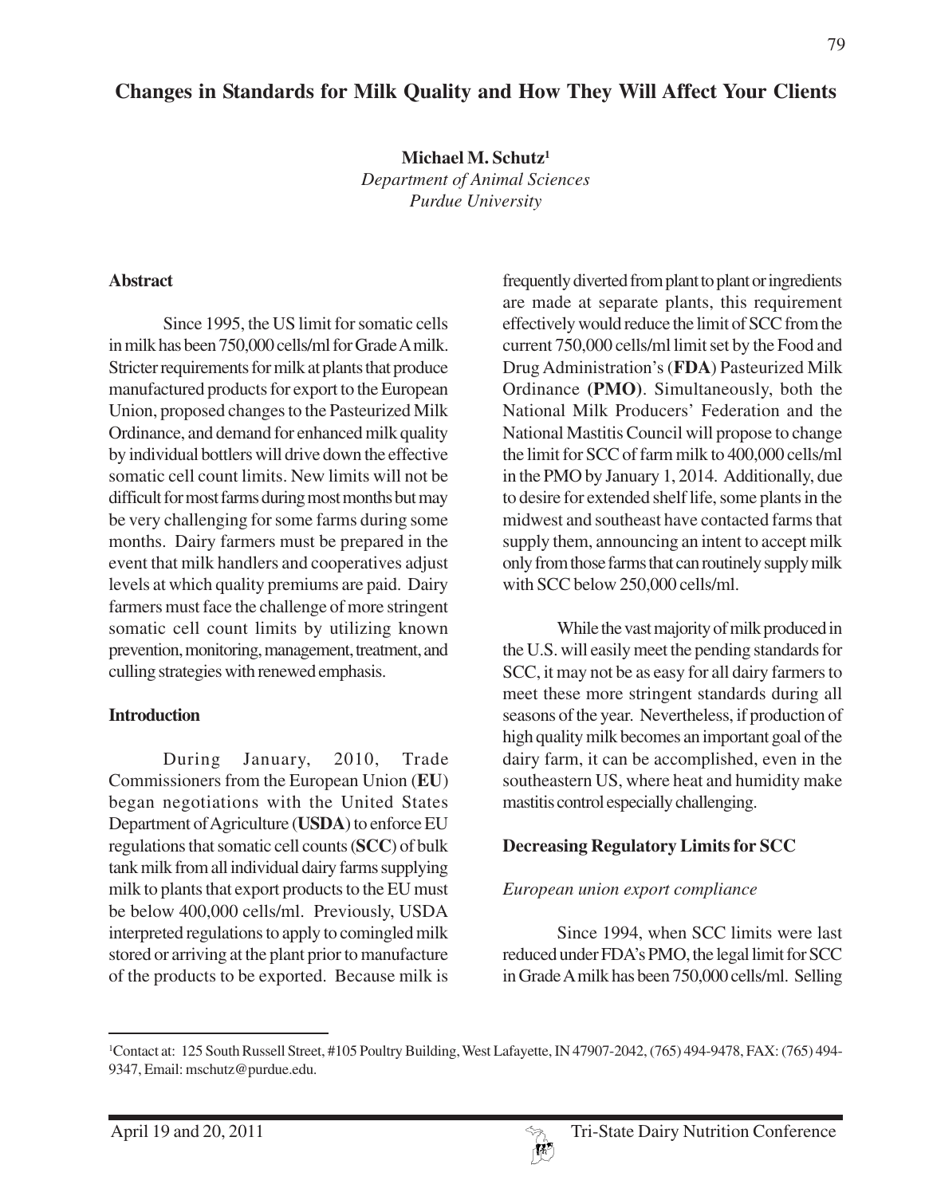# Changes in Standards for Milk Quality and How They Will Affect Your Clients

**Michael M. Schutz**[1]
*Department of Animal Sciences*
*Purdue University*

## Abstract

Since 1995, the US limit for somatic cells in milk has been 750,000 cells/ml for Grade A milk. Stricter requirements for milk at plants that produce manufactured products for export to the European Union, proposed changes to the Pasteurized Milk Ordinance, and demand for enhanced milk quality by individual bottlers will drive down the effective somatic cell count limits. New limits will not be difficult for most farms during most months but may be very challenging for some farms during some months. Dairy farmers must be prepared in the event that milk handlers and cooperatives adjust levels at which quality premiums are paid. Dairy farmers must face the challenge of more stringent somatic cell count limits by utilizing known prevention, monitoring, management, treatment, and culling strategies with renewed emphasis.

## Introduction

During January, 2010, Trade Commissioners from the European Union (**EU**) began negotiations with the United States Department of Agriculture (**USDA**) to enforce EU regulations that somatic cell counts (**SCC**) of bulk tank milk from all individual dairy farms supplying milk to plants that export products to the EU must be below 400,000 cells/ml. Previously, USDA interpreted regulations to apply to comingled milk stored or arriving at the plant prior to manufacture of the products to be exported. Because milk is frequently diverted from plant to plant or ingredients are made at separate plants, this requirement effectively would reduce the limit of SCC from the current 750,000 cells/ml limit set by the Food and Drug Administration's (**FDA**) Pasteurized Milk Ordinance **(PMO)**. Simultaneously, both the National Milk Producers' Federation and the National Mastitis Council will propose to change the limit for SCC of farm milk to 400,000 cells/ml in the PMO by January 1, 2014. Additionally, due to desire for extended shelf life, some plants in the midwest and southeast have contacted farms that supply them, announcing an intent to accept milk only from those farms that can routinely supply milk with SCC below 250,000 cells/ml.

While the vast majority of milk produced in the U.S. will easily meet the pending standards for SCC, it may not be as easy for all dairy farmers to meet these more stringent standards during all seasons of the year. Nevertheless, if production of high quality milk becomes an important goal of the dairy farm, it can be accomplished, even in the southeastern US, where heat and humidity make mastitis control especially challenging.

## Decreasing Regulatory Limits for SCC

### *European union export compliance*

Since 1994, when SCC limits were last reduced under FDA's PMO, the legal limit for SCC in Grade A milk has been 750,000 cells/ml. Selling

[1] Contact at: 125 South Russell Street, #105 Poultry Building, West Lafayette, IN 47907-2042, (765) 494-9478, FAX: (765) 494-9347, Email: mschutz@purdue.edu.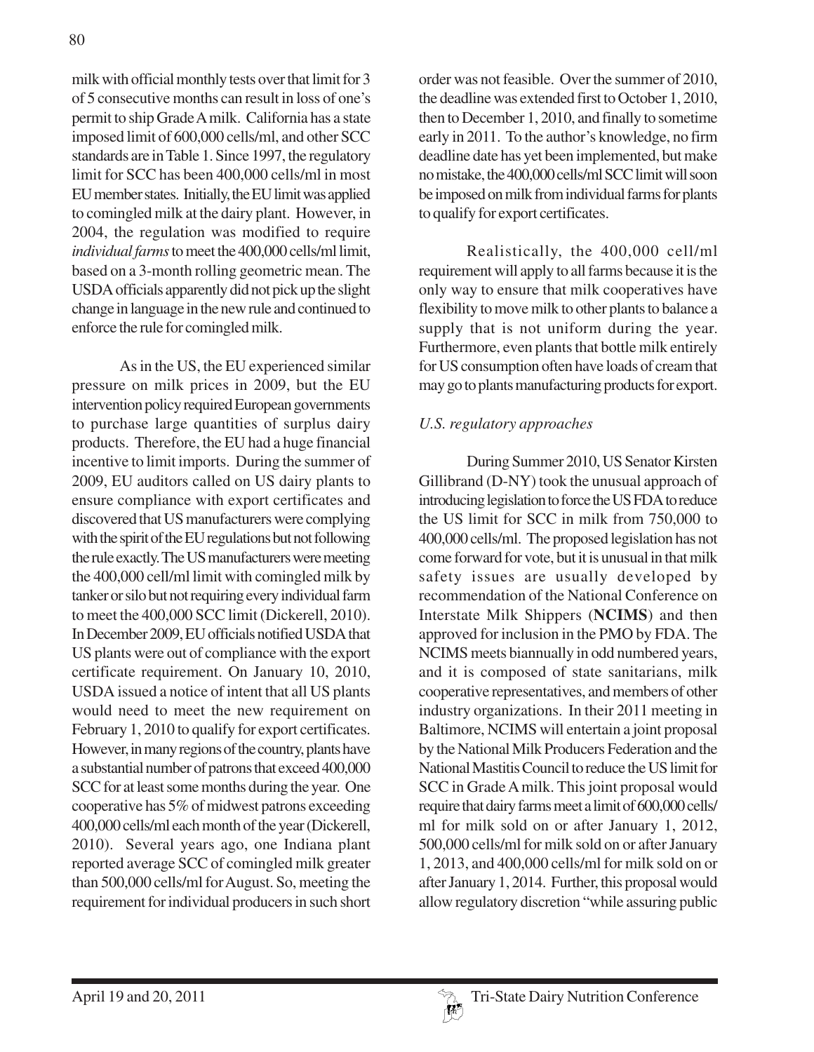milk with official monthly tests over that limit for 3 of 5 consecutive months can result in loss of one's permit to ship Grade A milk. California has a state imposed limit of 600,000 cells/ml, and other SCC standards are in Table 1. Since 1997, the regulatory limit for SCC has been 400,000 cells/ml in most EU member states. Initially, the EU limit was applied to comingled milk at the dairy plant. However, in 2004, the regulation was modified to require *individual farms* to meet the 400,000 cells/ml limit, based on a 3-month rolling geometric mean. The USDA officials apparently did not pick up the slight change in language in the new rule and continued to enforce the rule for comingled milk.

As in the US, the EU experienced similar pressure on milk prices in 2009, but the EU intervention policy required European governments to purchase large quantities of surplus dairy products. Therefore, the EU had a huge financial incentive to limit imports. During the summer of 2009, EU auditors called on US dairy plants to ensure compliance with export certificates and discovered that US manufacturers were complying with the spirit of the EU regulations but not following the rule exactly. The US manufacturers were meeting the 400,000 cell/ml limit with comingled milk by tanker or silo but not requiring every individual farm to meet the 400,000 SCC limit (Dickerell, 2010). In December 2009, EU officials notified USDA that US plants were out of compliance with the export certificate requirement. On January 10, 2010, USDA issued a notice of intent that all US plants would need to meet the new requirement on February 1, 2010 to qualify for export certificates. However, in many regions of the country, plants have a substantial number of patrons that exceed 400,000 SCC for at least some months during the year. One cooperative has 5% of midwest patrons exceeding 400,000 cells/ml each month of the year (Dickerell, 2010). Several years ago, one Indiana plant reported average SCC of comingled milk greater than 500,000 cells/ml for August. So, meeting the requirement for individual producers in such short order was not feasible. Over the summer of 2010, the deadline was extended first to October 1, 2010, then to December 1, 2010, and finally to sometime early in 2011. To the author's knowledge, no firm deadline date has yet been implemented, but make no mistake, the 400,000 cells/ml SCC limit will soon be imposed on milk from individual farms for plants to qualify for export certificates.

Realistically, the 400,000 cell/ml requirement will apply to all farms because it is the only way to ensure that milk cooperatives have flexibility to move milk to other plants to balance a supply that is not uniform during the year. Furthermore, even plants that bottle milk entirely for US consumption often have loads of cream that may go to plants manufacturing products for export.

### *U.S. regulatory approaches*

During Summer 2010, US Senator Kirsten Gillibrand (D-NY) took the unusual approach of introducing legislation to force the US FDA to reduce the US limit for SCC in milk from 750,000 to 400,000 cells/ml. The proposed legislation has not come forward for vote, but it is unusual in that milk safety issues are usually developed by recommendation of the National Conference on Interstate Milk Shippers (**NCIMS**) and then approved for inclusion in the PMO by FDA. The NCIMS meets biannually in odd numbered years, and it is composed of state sanitarians, milk cooperative representatives, and members of other industry organizations. In their 2011 meeting in Baltimore, NCIMS will entertain a joint proposal by the National Milk Producers Federation and the National Mastitis Council to reduce the US limit for SCC in Grade A milk. This joint proposal would require that dairy farms meet a limit of 600,000 cells/ml for milk sold on or after January 1, 2012, 500,000 cells/ml for milk sold on or after January 1, 2013, and 400,000 cells/ml for milk sold on or after January 1, 2014. Further, this proposal would allow regulatory discretion "while assuring public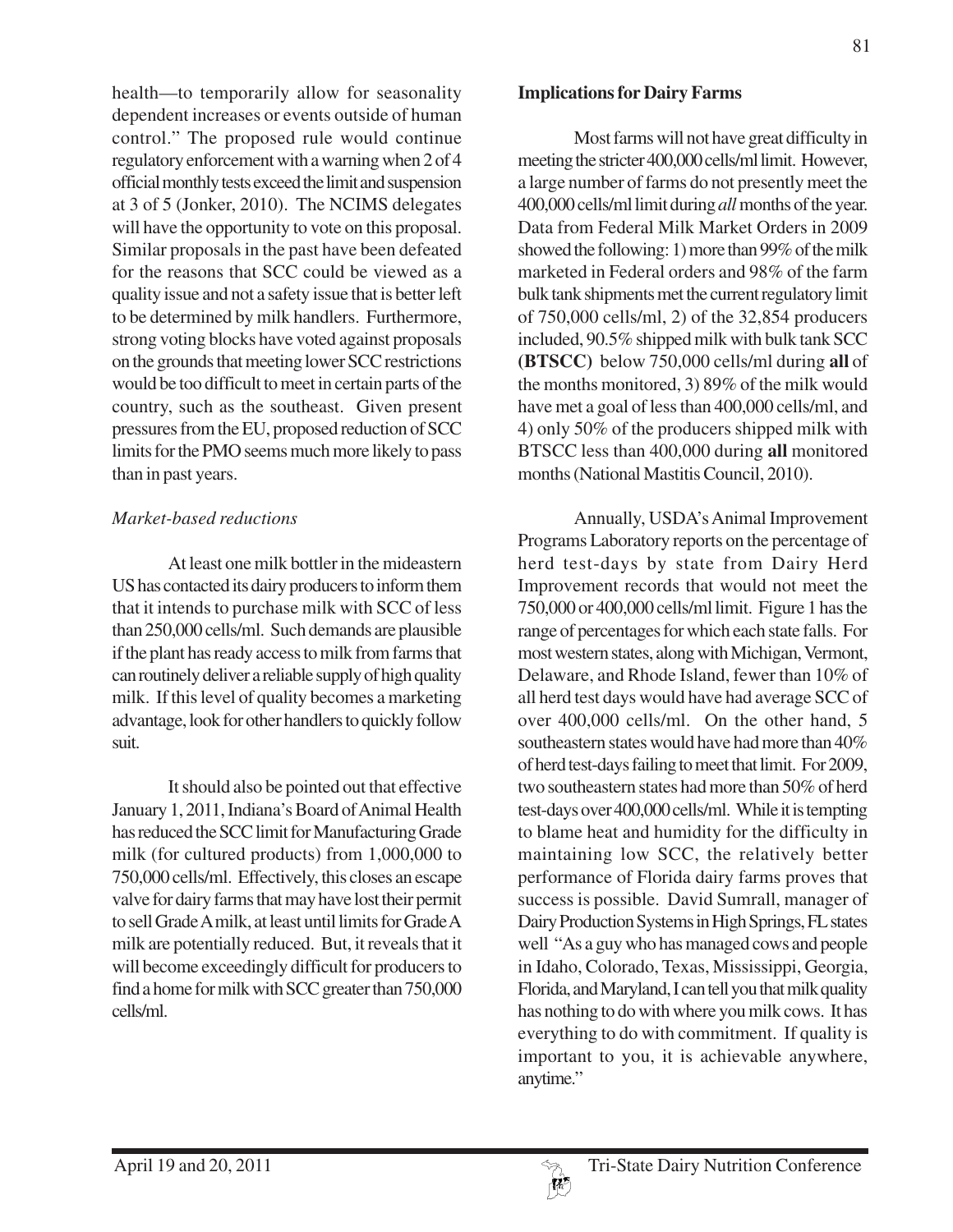health—to temporarily allow for seasonality dependent increases or events outside of human control." The proposed rule would continue regulatory enforcement with a warning when 2 of 4 official monthly tests exceed the limit and suspension at 3 of 5 (Jonker, 2010). The NCIMS delegates will have the opportunity to vote on this proposal. Similar proposals in the past have been defeated for the reasons that SCC could be viewed as a quality issue and not a safety issue that is better left to be determined by milk handlers. Furthermore, strong voting blocks have voted against proposals on the grounds that meeting lower SCC restrictions would be too difficult to meet in certain parts of the country, such as the southeast. Given present pressures from the EU, proposed reduction of SCC limits for the PMO seems much more likely to pass than in past years.

*Market-based reductions*

At least one milk bottler in the mideastern US has contacted its dairy producers to inform them that it intends to purchase milk with SCC of less than 250,000 cells/ml. Such demands are plausible if the plant has ready access to milk from farms that can routinely deliver a reliable supply of high quality milk. If this level of quality becomes a marketing advantage, look for other handlers to quickly follow suit.

It should also be pointed out that effective January 1, 2011, Indiana's Board of Animal Health has reduced the SCC limit for Manufacturing Grade milk (for cultured products) from 1,000,000 to 750,000 cells/ml. Effectively, this closes an escape valve for dairy farms that may have lost their permit to sell Grade A milk, at least until limits for Grade A milk are potentially reduced. But, it reveals that it will become exceedingly difficult for producers to find a home for milk with SCC greater than 750,000 cells/ml.

**Implications for Dairy Farms**

Most farms will not have great difficulty in meeting the stricter 400,000 cells/ml limit. However, a large number of farms do not presently meet the 400,000 cells/ml limit during *all* months of the year. Data from Federal Milk Market Orders in 2009 showed the following: 1) more than 99% of the milk marketed in Federal orders and 98% of the farm bulk tank shipments met the current regulatory limit of 750,000 cells/ml, 2) of the 32,854 producers included, 90.5% shipped milk with bulk tank SCC **(BTSCC)** below 750,000 cells/ml during **all** of the months monitored, 3) 89% of the milk would have met a goal of less than 400,000 cells/ml, and 4) only 50% of the producers shipped milk with BTSCC less than 400,000 during **all** monitored months (National Mastitis Council, 2010).

Annually, USDA's Animal Improvement Programs Laboratory reports on the percentage of herd test-days by state from Dairy Herd Improvement records that would not meet the 750,000 or 400,000 cells/ml limit. Figure 1 has the range of percentages for which each state falls. For most western states, along with Michigan, Vermont, Delaware, and Rhode Island, fewer than 10% of all herd test days would have had average SCC of over 400,000 cells/ml. On the other hand, 5 southeastern states would have had more than 40% of herd test-days failing to meet that limit. For 2009, two southeastern states had more than 50% of herd test-days over 400,000 cells/ml. While it is tempting to blame heat and humidity for the difficulty in maintaining low SCC, the relatively better performance of Florida dairy farms proves that success is possible. David Sumrall, manager of Dairy Production Systems in High Springs, FL states well "As a guy who has managed cows and people in Idaho, Colorado, Texas, Mississippi, Georgia, Florida, and Maryland, I can tell you that milk quality has nothing to do with where you milk cows. It has everything to do with commitment. If quality is important to you, it is achievable anywhere, anytime."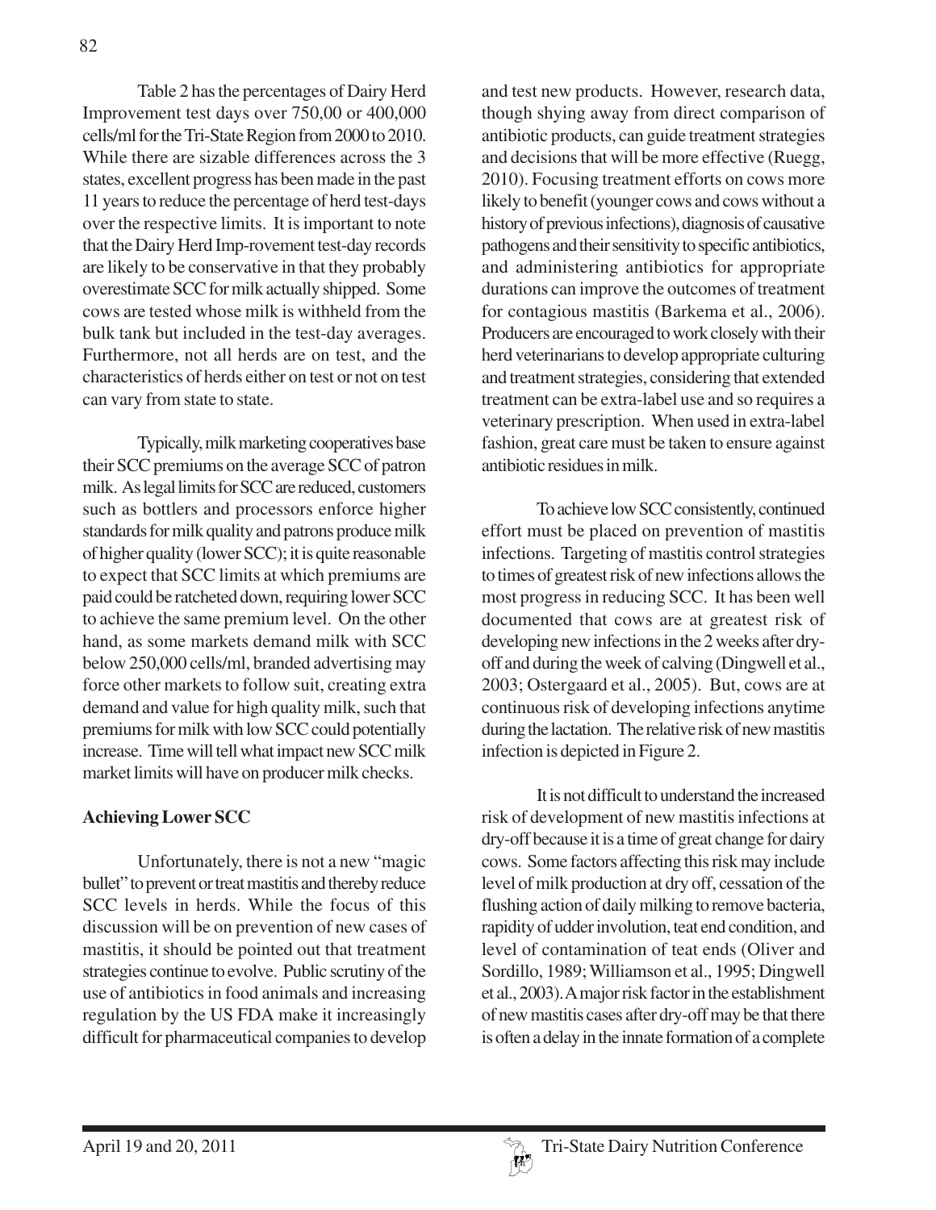Table 2 has the percentages of Dairy Herd Improvement test days over 750,00 or 400,000 cells/ml for the Tri-State Region from 2000 to 2010. While there are sizable differences across the 3 states, excellent progress has been made in the past 11 years to reduce the percentage of herd test-days over the respective limits. It is important to note that the Dairy Herd Imp-rovement test-day records are likely to be conservative in that they probably overestimate SCC for milk actually shipped. Some cows are tested whose milk is withheld from the bulk tank but included in the test-day averages. Furthermore, not all herds are on test, and the characteristics of herds either on test or not on test can vary from state to state.

Typically, milk marketing cooperatives base their SCC premiums on the average SCC of patron milk. As legal limits for SCC are reduced, customers such as bottlers and processors enforce higher standards for milk quality and patrons produce milk of higher quality (lower SCC); it is quite reasonable to expect that SCC limits at which premiums are paid could be ratcheted down, requiring lower SCC to achieve the same premium level. On the other hand, as some markets demand milk with SCC below 250,000 cells/ml, branded advertising may force other markets to follow suit, creating extra demand and value for high quality milk, such that premiums for milk with low SCC could potentially increase. Time will tell what impact new SCC milk market limits will have on producer milk checks.

**Achieving Lower SCC**

Unfortunately, there is not a new "magic bullet" to prevent or treat mastitis and thereby reduce SCC levels in herds. While the focus of this discussion will be on prevention of new cases of mastitis, it should be pointed out that treatment strategies continue to evolve. Public scrutiny of the use of antibiotics in food animals and increasing regulation by the US FDA make it increasingly difficult for pharmaceutical companies to develop and test new products. However, research data, though shying away from direct comparison of antibiotic products, can guide treatment strategies and decisions that will be more effective (Ruegg, 2010). Focusing treatment efforts on cows more likely to benefit (younger cows and cows without a history of previous infections), diagnosis of causative pathogens and their sensitivity to specific antibiotics, and administering antibiotics for appropriate durations can improve the outcomes of treatment for contagious mastitis (Barkema et al., 2006). Producers are encouraged to work closely with their herd veterinarians to develop appropriate culturing and treatment strategies, considering that extended treatment can be extra-label use and so requires a veterinary prescription. When used in extra-label fashion, great care must be taken to ensure against antibiotic residues in milk.

To achieve low SCC consistently, continued effort must be placed on prevention of mastitis infections. Targeting of mastitis control strategies to times of greatest risk of new infections allows the most progress in reducing SCC. It has been well documented that cows are at greatest risk of developing new infections in the 2 weeks after dry-off and during the week of calving (Dingwell et al., 2003; Ostergaard et al., 2005). But, cows are at continuous risk of developing infections anytime during the lactation. The relative risk of new mastitis infection is depicted in Figure 2.

It is not difficult to understand the increased risk of development of new mastitis infections at dry-off because it is a time of great change for dairy cows. Some factors affecting this risk may include level of milk production at dry off, cessation of the flushing action of daily milking to remove bacteria, rapidity of udder involution, teat end condition, and level of contamination of teat ends (Oliver and Sordillo, 1989; Williamson et al., 1995; Dingwell et al., 2003). A major risk factor in the establishment of new mastitis cases after dry-off may be that there is often a delay in the innate formation of a complete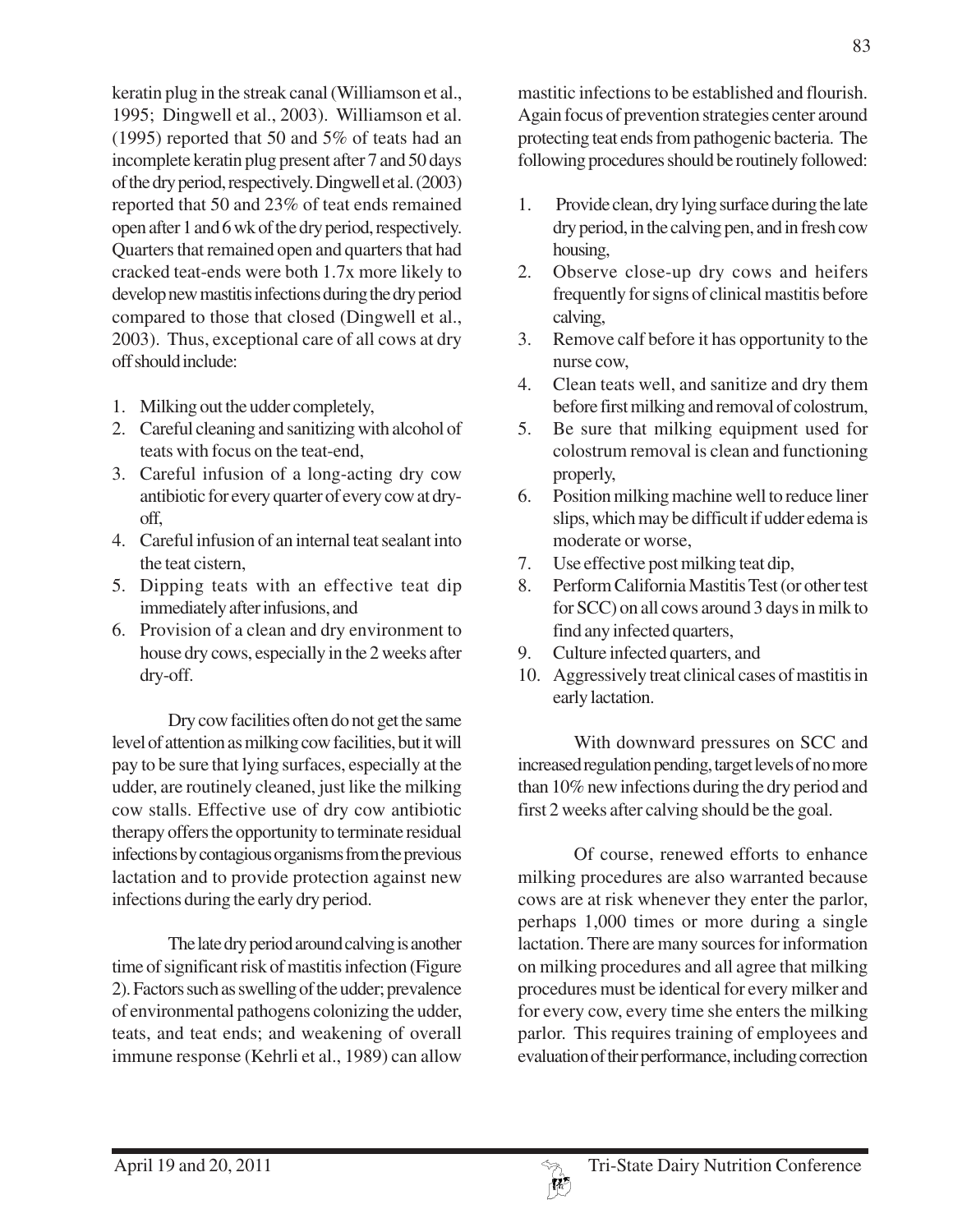keratin plug in the streak canal (Williamson et al., 1995; Dingwell et al., 2003). Williamson et al. (1995) reported that 50 and 5% of teats had an incomplete keratin plug present after 7 and 50 days of the dry period, respectively. Dingwell et al. (2003) reported that 50 and 23% of teat ends remained open after 1 and 6 wk of the dry period, respectively. Quarters that remained open and quarters that had cracked teat-ends were both 1.7x more likely to develop new mastitis infections during the dry period compared to those that closed (Dingwell et al., 2003). Thus, exceptional care of all cows at dry off should include:

1. Milking out the udder completely,
2. Careful cleaning and sanitizing with alcohol of teats with focus on the teat-end,
3. Careful infusion of a long-acting dry cow antibiotic for every quarter of every cow at dry-off,
4. Careful infusion of an internal teat sealant into the teat cistern,
5. Dipping teats with an effective teat dip immediately after infusions, and
6. Provision of a clean and dry environment to house dry cows, especially in the 2 weeks after dry-off.

Dry cow facilities often do not get the same level of attention as milking cow facilities, but it will pay to be sure that lying surfaces, especially at the udder, are routinely cleaned, just like the milking cow stalls. Effective use of dry cow antibiotic therapy offers the opportunity to terminate residual infections by contagious organisms from the previous lactation and to provide protection against new infections during the early dry period.

The late dry period around calving is another time of significant risk of mastitis infection (Figure 2). Factors such as swelling of the udder; prevalence of environmental pathogens colonizing the udder, teats, and teat ends; and weakening of overall immune response (Kehrli et al., 1989) can allow mastitic infections to be established and flourish. Again focus of prevention strategies center around protecting teat ends from pathogenic bacteria. The following procedures should be routinely followed:

1. Provide clean, dry lying surface during the late dry period, in the calving pen, and in fresh cow housing,
2. Observe close-up dry cows and heifers frequently for signs of clinical mastitis before calving,
3. Remove calf before it has opportunity to the nurse cow,
4. Clean teats well, and sanitize and dry them before first milking and removal of colostrum,
5. Be sure that milking equipment used for colostrum removal is clean and functioning properly,
6. Position milking machine well to reduce liner slips, which may be difficult if udder edema is moderate or worse,
7. Use effective post milking teat dip,
8. Perform California Mastitis Test (or other test for SCC) on all cows around 3 days in milk to find any infected quarters,
9. Culture infected quarters, and
10. Aggressively treat clinical cases of mastitis in early lactation.

With downward pressures on SCC and increased regulation pending, target levels of no more than 10% new infections during the dry period and first 2 weeks after calving should be the goal.

Of course, renewed efforts to enhance milking procedures are also warranted because cows are at risk whenever they enter the parlor, perhaps 1,000 times or more during a single lactation. There are many sources for information on milking procedures and all agree that milking procedures must be identical for every milker and for every cow, every time she enters the milking parlor. This requires training of employees and evaluation of their performance, including correction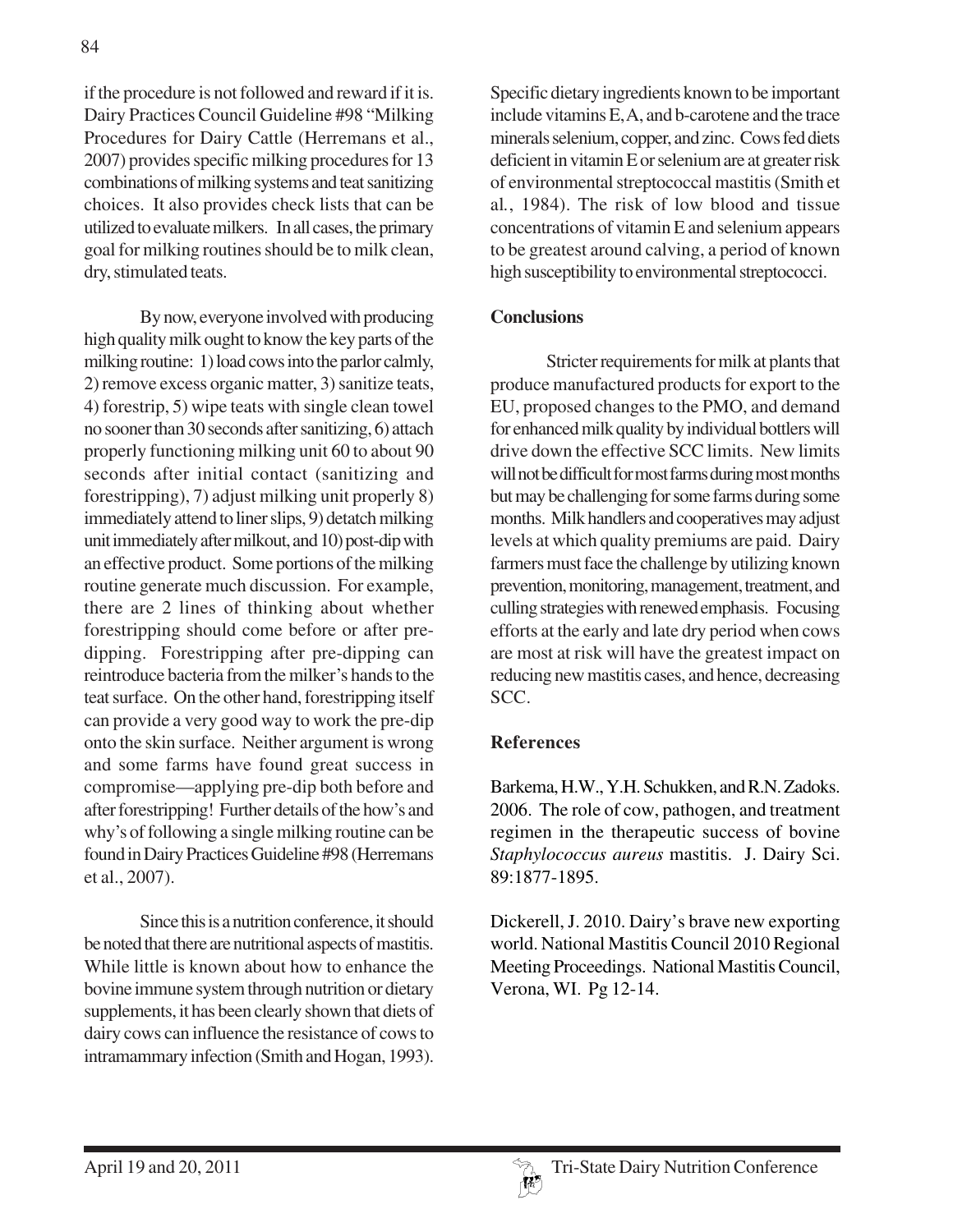if the procedure is not followed and reward if it is. Dairy Practices Council Guideline #98 "Milking Procedures for Dairy Cattle (Herremans et al., 2007) provides specific milking procedures for 13 combinations of milking systems and teat sanitizing choices. It also provides check lists that can be utilized to evaluate milkers. In all cases, the primary goal for milking routines should be to milk clean, dry, stimulated teats.

By now, everyone involved with producing high quality milk ought to know the key parts of the milking routine: 1) load cows into the parlor calmly, 2) remove excess organic matter, 3) sanitize teats, 4) forestrip, 5) wipe teats with single clean towel no sooner than 30 seconds after sanitizing, 6) attach properly functioning milking unit 60 to about 90 seconds after initial contact (sanitizing and forestripping), 7) adjust milking unit properly 8) immediately attend to liner slips, 9) detatch milking unit immediately after milkout, and 10) post-dip with an effective product. Some portions of the milking routine generate much discussion. For example, there are 2 lines of thinking about whether forestripping should come before or after pre-dipping. Forestripping after pre-dipping can reintroduce bacteria from the milker's hands to the teat surface. On the other hand, forestripping itself can provide a very good way to work the pre-dip onto the skin surface. Neither argument is wrong and some farms have found great success in compromise—applying pre-dip both before and after forestripping! Further details of the how's and why's of following a single milking routine can be found in Dairy Practices Guideline #98 (Herremans et al., 2007).

Since this is a nutrition conference, it should be noted that there are nutritional aspects of mastitis. While little is known about how to enhance the bovine immune system through nutrition or dietary supplements, it has been clearly shown that diets of dairy cows can influence the resistance of cows to intramammary infection (Smith and Hogan, 1993). Specific dietary ingredients known to be important include vitamins E, A, and b-carotene and the trace minerals selenium, copper, and zinc. Cows fed diets deficient in vitamin E or selenium are at greater risk of environmental streptococcal mastitis (Smith et al., 1984). The risk of low blood and tissue concentrations of vitamin E and selenium appears to be greatest around calving, a period of known high susceptibility to environmental streptococci.

## Conclusions

Stricter requirements for milk at plants that produce manufactured products for export to the EU, proposed changes to the PMO, and demand for enhanced milk quality by individual bottlers will drive down the effective SCC limits. New limits will not be difficult for most farms during most months but may be challenging for some farms during some months. Milk handlers and cooperatives may adjust levels at which quality premiums are paid. Dairy farmers must face the challenge by utilizing known prevention, monitoring, management, treatment, and culling strategies with renewed emphasis. Focusing efforts at the early and late dry period when cows are most at risk will have the greatest impact on reducing new mastitis cases, and hence, decreasing SCC.

## References

Barkema, H.W., Y.H. Schukken, and R.N. Zadoks. 2006. The role of cow, pathogen, and treatment regimen in the therapeutic success of bovine *Staphylococcus aureus* mastitis. J. Dairy Sci. 89:1877-1895.

Dickerell, J. 2010. Dairy's brave new exporting world. National Mastitis Council 2010 Regional Meeting Proceedings. National Mastitis Council, Verona, WI. Pg 12-14.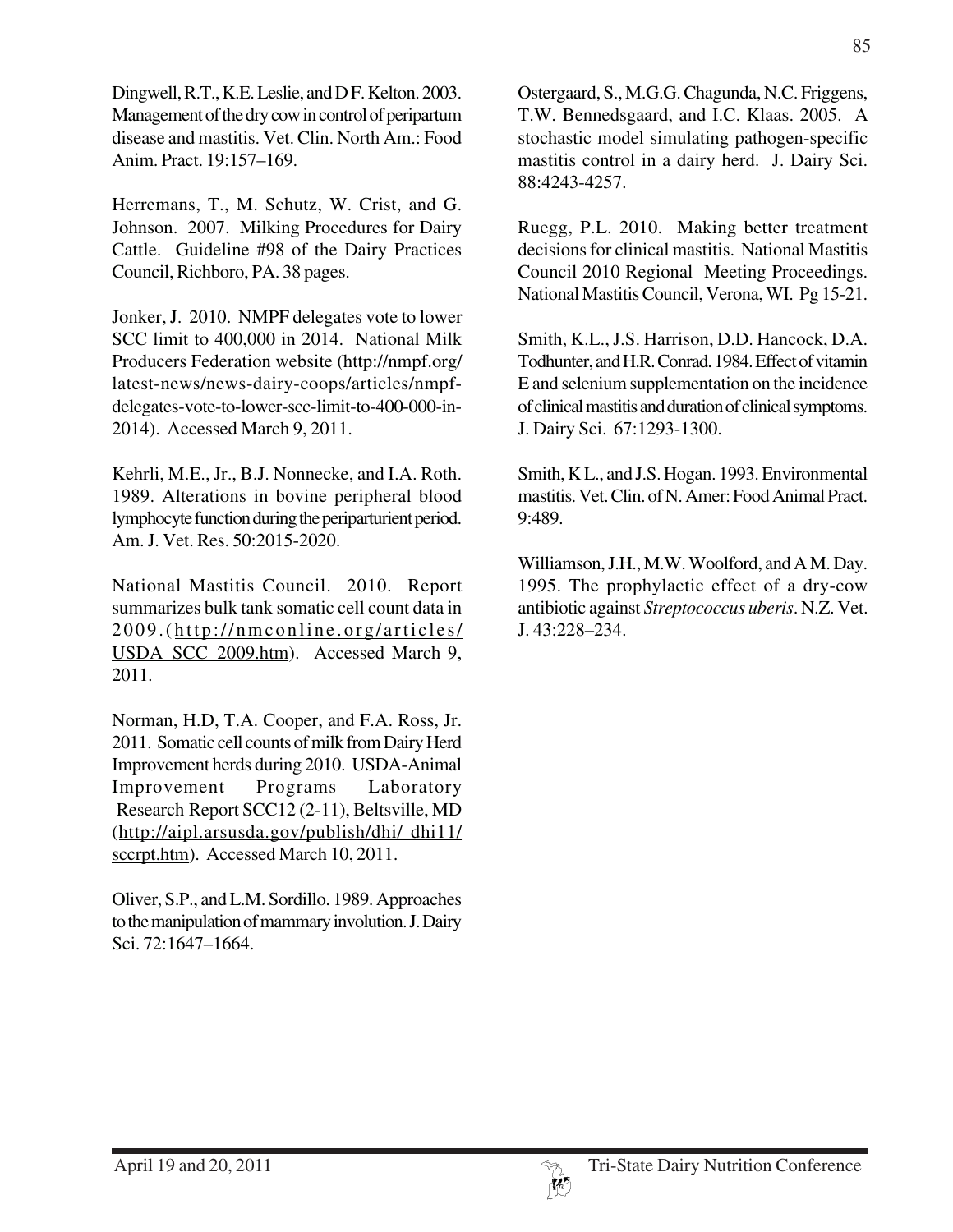Dingwell, R.T., K.E. Leslie, and D F. Kelton. 2003. Management of the dry cow in control of peripartum disease and mastitis. Vet. Clin. North Am.: Food Anim. Pract. 19:157–169.

Herremans, T., M. Schutz, W. Crist, and G. Johnson. 2007. Milking Procedures for Dairy Cattle. Guideline #98 of the Dairy Practices Council, Richboro, PA. 38 pages.

Jonker, J. 2010. NMPF delegates vote to lower SCC limit to 400,000 in 2014. National Milk Producers Federation website (http://nmpf.org/latest-news/news-dairy-coops/articles/nmpf-delegates-vote-to-lower-scc-limit-to-400-000-in-2014). Accessed March 9, 2011.

Kehrli, M.E., Jr., B.J. Nonnecke, and I.A. Roth. 1989. Alterations in bovine peripheral blood lymphocyte function during the periparturient period. Am. J. Vet. Res. 50:2015-2020.

National Mastitis Council. 2010. Report summarizes bulk tank somatic cell count data in 2009.(http://nmconline.org/articles/USDA_SCC_2009.htm). Accessed March 9, 2011.

Norman, H.D, T.A. Cooper, and F.A. Ross, Jr. 2011. Somatic cell counts of milk from Dairy Herd Improvement herds during 2010. USDA-Animal Improvement Programs Laboratory Research Report SCC12 (2-11), Beltsville, MD (http://aipl.arsusda.gov/publish/dhi/ dhi11/sccrpt.htm). Accessed March 10, 2011.

Oliver, S.P., and L.M. Sordillo. 1989. Approaches to the manipulation of mammary involution. J. Dairy Sci. 72:1647–1664.

Ostergaard, S., M.G.G. Chagunda, N.C. Friggens, T.W. Bennedsgaard, and I.C. Klaas. 2005. A stochastic model simulating pathogen-specific mastitis control in a dairy herd. J. Dairy Sci. 88:4243-4257.

Ruegg, P.L. 2010. Making better treatment decisions for clinical mastitis. National Mastitis Council 2010 Regional Meeting Proceedings. National Mastitis Council, Verona, WI. Pg 15-21.

Smith, K.L., J.S. Harrison, D.D. Hancock, D.A. Todhunter, and H.R. Conrad. 1984. Effect of vitamin E and selenium supplementation on the incidence of clinical mastitis and duration of clinical symptoms. J. Dairy Sci. 67:1293-1300.

Smith, K L., and J.S. Hogan. 1993. Environmental mastitis. Vet. Clin. of N. Amer: Food Animal Pract. 9:489.

Williamson, J.H., M.W. Woolford, and A M. Day. 1995. The prophylactic effect of a dry-cow antibiotic against *Streptococcus uberis*. N.Z. Vet. J. 43:228–234.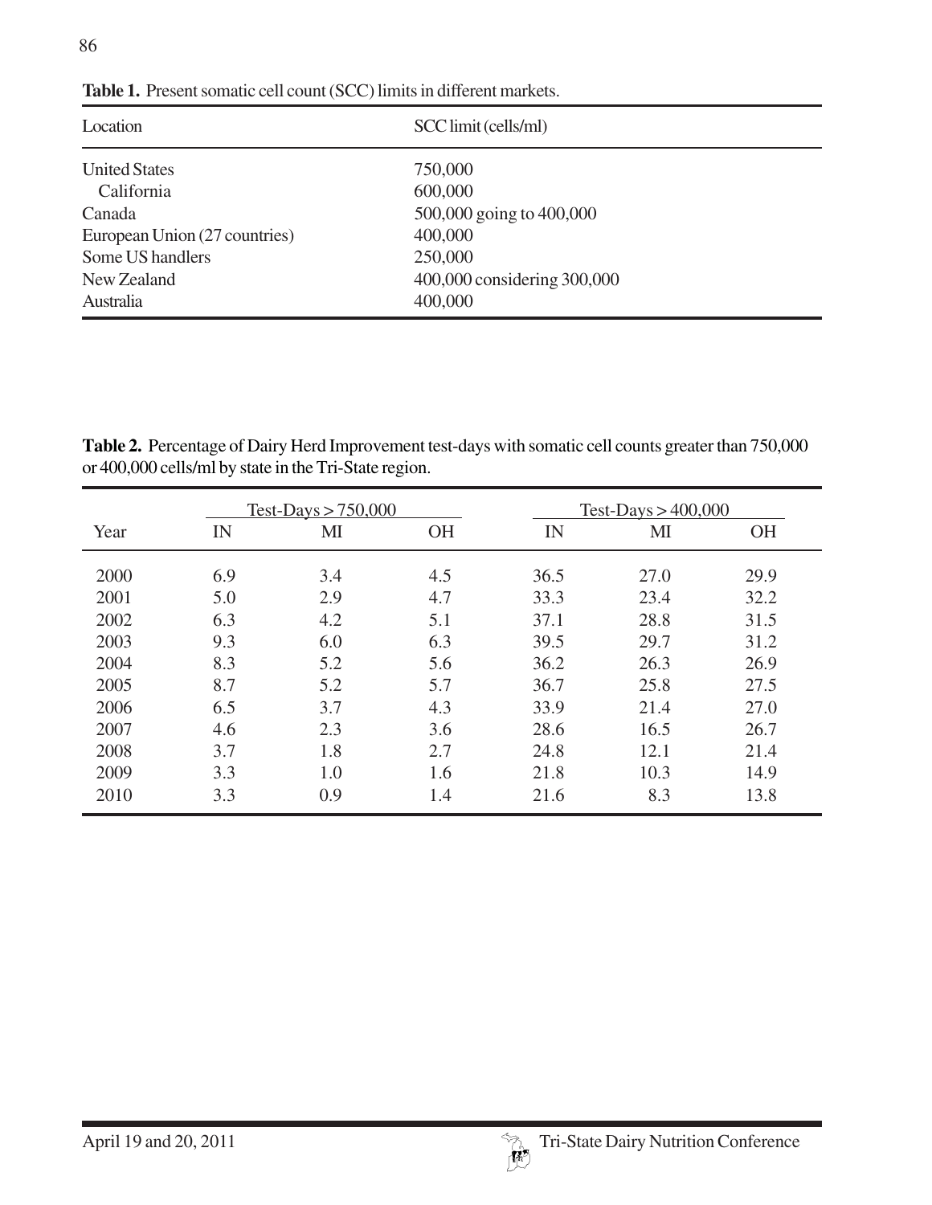**Table 1.** Present somatic cell count (SCC) limits in different markets.

| Location | SCC limit (cells/ml) |
|---|---|
| United States | 750,000 |
| California | 600,000 |
| Canada | 500,000 going to 400,000 |
| European Union (27 countries) | 400,000 |
| Some US handlers | 250,000 |
| New Zealand | 400,000 considering 300,000 |
| Australia | 400,000 |

**Table 2.** Percentage of Dairy Herd Improvement test-days with somatic cell counts greater than 750,000 or 400,000 cells/ml by state in the Tri-State region.

| | Test-Days > 750,000 | | | Test-Days > 400,000 | | |
|---|---|---|---|---|---|---|
| Year | IN | MI | OH | IN | MI | OH |
| 2000 | 6.9 | 3.4 | 4.5 | 36.5 | 27.0 | 29.9 |
| 2001 | 5.0 | 2.9 | 4.7 | 33.3 | 23.4 | 32.2 |
| 2002 | 6.3 | 4.2 | 5.1 | 37.1 | 28.8 | 31.5 |
| 2003 | 9.3 | 6.0 | 6.3 | 39.5 | 29.7 | 31.2 |
| 2004 | 8.3 | 5.2 | 5.6 | 36.2 | 26.3 | 26.9 |
| 2005 | 8.7 | 5.2 | 5.7 | 36.7 | 25.8 | 27.5 |
| 2006 | 6.5 | 3.7 | 4.3 | 33.9 | 21.4 | 27.0 |
| 2007 | 4.6 | 2.3 | 3.6 | 28.6 | 16.5 | 26.7 |
| 2008 | 3.7 | 1.8 | 2.7 | 24.8 | 12.1 | 21.4 |
| 2009 | 3.3 | 1.0 | 1.6 | 21.8 | 10.3 | 14.9 |
| 2010 | 3.3 | 0.9 | 1.4 | 21.6 | 8.3 | 13.8 |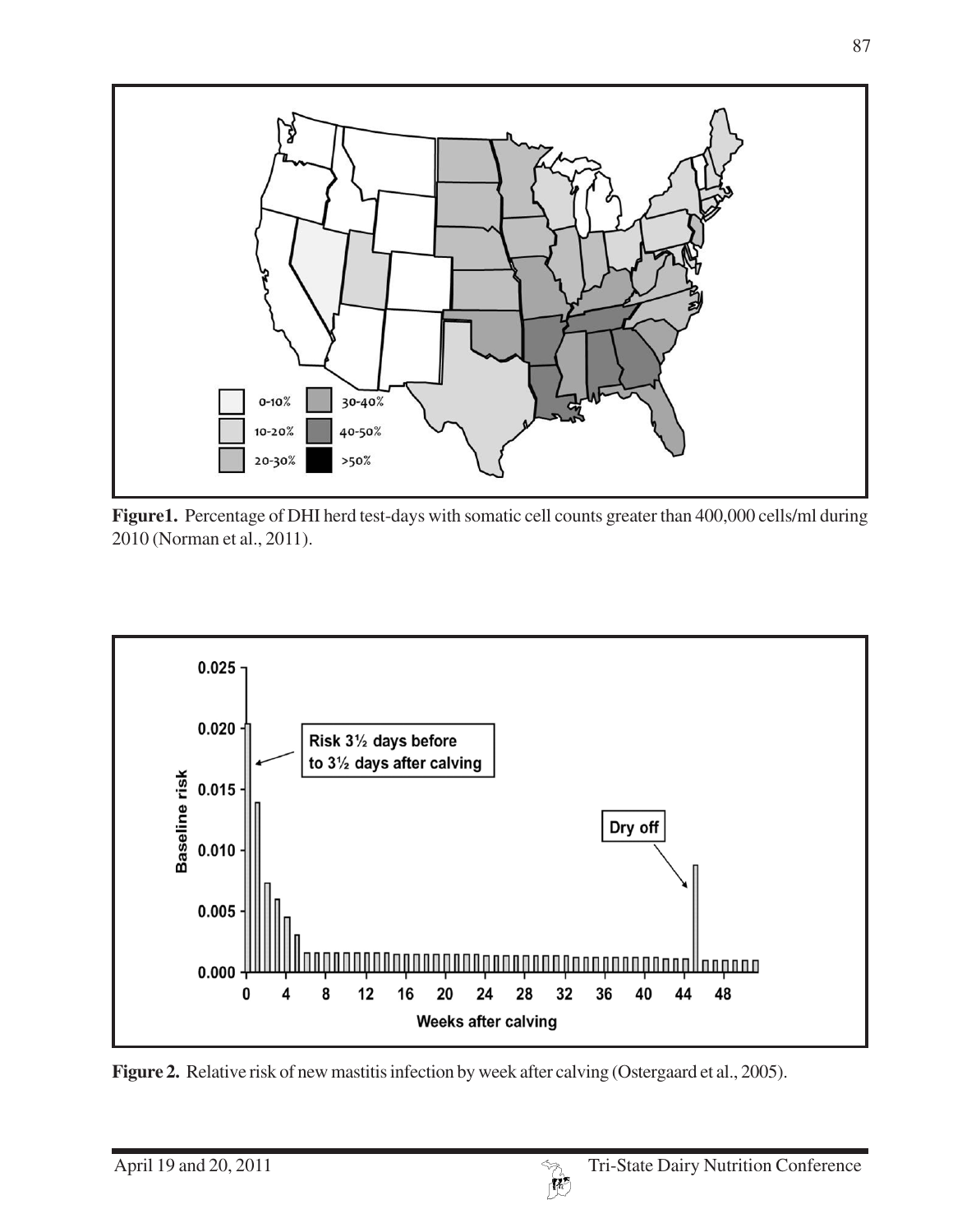0-10%
10-20%
20-30%
30-40%
40-50%
>50%

**Figure1.** Percentage of DHI herd test-days with somatic cell counts greater than 400,000 cells/ml during 2010 (Norman et al., 2011).

0.025
0.020
0.015
0.010
0.005
0.000
Baseline risk
Risk 3½ days before to 3½ days after calving
Dry off
0
4
8
12
16
20
24
28
32
36
40
44
48
Weeks after calving

**Figure 2.** Relative risk of new mastitis infection by week after calving (Ostergaard et al., 2005).